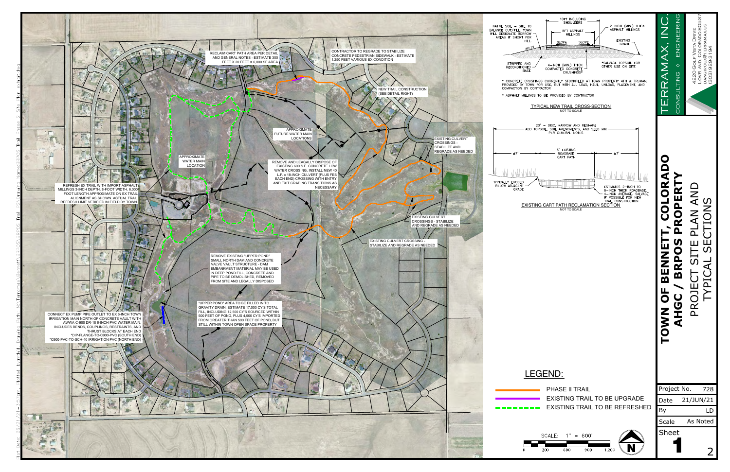# TOWN OF BENNETT, COLORADO
# AHGC / BRPOS PROPERTY

## PROJECT SITE PLAN AND TYPICAL SECTIONS

TERRAMAX, INC.
CONSULTING ◊ ENGINEERING
4220 GOLF VISTA DRIVE
LOVELAND, COLORADO 80537
DANGIROUX@TERRAMAX.US
(303) 929-3194

| | |
|---|---|
| Project No. | 728 |
| Date | 21/JUN/21 |
| By | LD |
| Scale | As Noted |
| Sheet | 1 |

## Site Plan Notes

RECLAIM CART PATH AREA PER DETAIL AND GENERAL NOTES - ESTIMATE 300 FEET X 20 FEET = 6,000 SF AREA

CONTRACTOR TO REGRADE TO STABILIZE CONCRETE PEDESTRIAN SIDEWALK - ESTIMATE 1,250 FEET VARIOUS EX CONDITION

NEW TRAIL CONSTRUCTION (SEE DETAIL RIGHT)

APPROXIMATE FUTURE WATER MAIN LOCATIONS

APPROXIMATE WATER MAIN LOCATION

EXISTING CULVERT CROSSINGS - STABILIZE AND REGRADE AS NEEDED

REMOVE AND LEGALLY DISPOSE OF EXISTING 600 S.F. CONCRETE LOW WATER CROSSING, INSTALL NEW 40 L.F. x 18-INCH CULVERT (PLUS FES EACH END) CROSSING WITH ENTRY AND EXIT GRADING TRANSITIONS AS NECESSARY

REFRESH EX TRAIL WITH IMPORT ASPHALT MILLINGS 3-INCH DEPTH, 8-FOOT WIDTH, 6,000 FOOT LENGTH APPROXIMATE ON EX TRAIL ALIGNMENT AS SHOWN. ACTUAL TRAIL REFRESH LIMIT VERIFIED IN FIELD BY TOWN.

EXISTING CULVERT CROSSINGS - STABILIZE AND REGRADE AS NEEDED

EXISTING CULVERT CROSSING - STABILIZE AND REGRADE AS NEEDED

REMOVE EXISTING "UPPER POND" SMALL NORTH DAM AND CONCRETE VALVE VAULT STRUCTURE - DAM EMBANKMENT MATERIAL MAY BE USED IN DEEP POND FILL, CONCRETE AND PIPE TO BE DEMOLISHED, REMOVED FROM SITE AND LEGALLY DISPOSED

"UPPER POND" AREA TO BE FILLED IN TO GRAVITY DRAIN, ESTIMATE 17,000 CY'S TOTAL FILL, INCLUDING 12,500 CY'S SOURCED WITHIN 500 FEET OF POND, PLUS 4,500 CY'S IMPORTED FROM GREATER THAN 500 FEET OF POND, BUT STILL WITHIN TOWN OPEN SPACE PROPERTY

CONNECT EX PUMP PIPE OUTLET TO EX 6-INCH TOWN IRRIGATION MAIN NORTH OF CONCRETE VAULT WITH AWWA C-900 DR-18 6-INCH PVC WATER MAIN. INCLUDES BENDS, COUPLINGS, RESTRAINTS, AND THRUST BLOCKS AT EACH END
*DIP-FLANGE-TO-C900-PVC (SOUTH END)
*C900-PVC-TO-SCH-40 IRRIGATION PVC (NORTH END)

## TYPICAL NEW TRAIL CROSS-SECTION
NOT TO SCALE

- 10FT INCLUDING SHOULDERS
- 8FT ASPHALT MILLINGS
- SLOPE / SLOPE
- 4H:1V
- 2-INCH (MIN.) THICK ASPHALT MILLINGS
- EXISTING GRADE
- NATIVE SOIL – SITE TO BALANCE CUT/FILL. TOWN WILL DESIGNATE BORROW AREAS IF SHORT FOR FILL
- STRIPPED AND RECONDITIONED BASE
- 4-INCH (MIN.) THICK COMPACTED CONCRETE CRUSHINGS*
- *SALVAGE TOPSOIL FOR OTHER USE ON SITE

* CONCRETE CRUSHINGS CURRENTLY STOCKPILED AT TOWN PROPERTY 4TH & TRUMAN, PROVIDED BY TOWN FOR USE, BUT WITH ALL LOAD, HAUL, UNLOAD, PLACEMENT, AND COMPACTION BY CONTRACTOR

* ASPHALT MILLINGS TO BE PROVIDED BY CONTRACTOR

## EXISTING CART PATH RECLAMATION SECTION
NOT TO SCALE

- 20' – DISC, HARROW AND RESHAPE ADD TOPSOIL, SOIL AMENDMENTS, AND SEED MIX PER GENERAL NOTES
- ±7'
- 6' EXISTING ROADBASE CART PATH
- ±7'
- TYPICALLY ERODED BELOW ADJACENT GRADE
- ESTIMATES 2-INCH TO 6-INCH THICK ROADBASE, 4-INCH AVERAGE. SALVAGE IF POSSIBLE FOR NEW TRAIL CONSTRUCTION

## LEGEND:

- PHASE II TRAIL
- EXISTING TRAIL TO BE UPGRADE
- EXISTING TRAIL TO BE REFRESHED

SCALE: 1" = 600'
0 300 600 900 1,200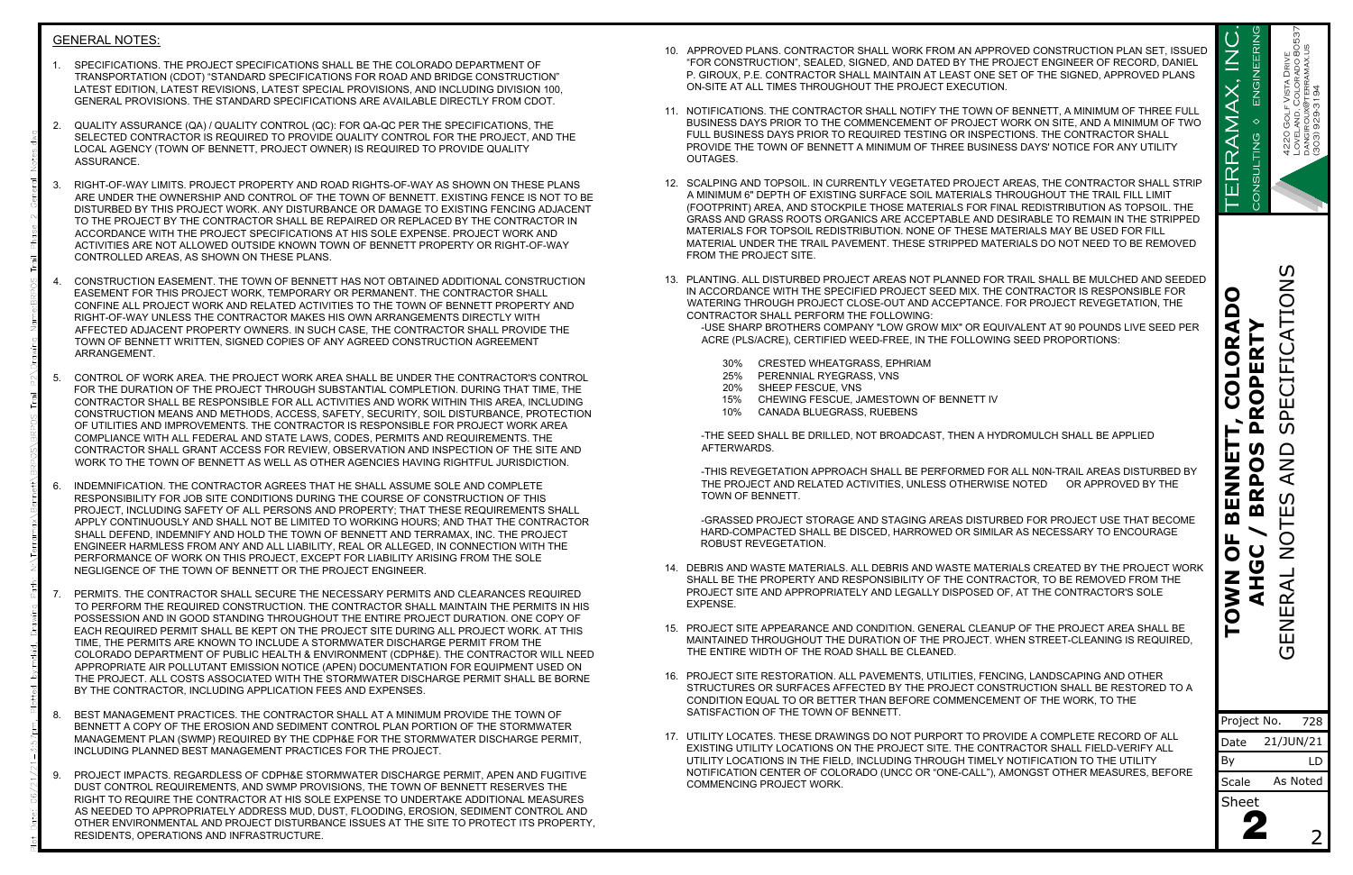## GENERAL NOTES:

1. SPECIFICATIONS. THE PROJECT SPECIFICATIONS SHALL BE THE COLORADO DEPARTMENT OF TRANSPORTATION (CDOT) "STANDARD SPECIFICATIONS FOR ROAD AND BRIDGE CONSTRUCTION" LATEST EDITION, LATEST REVISIONS, LATEST SPECIAL PROVISIONS, AND INCLUDING DIVISION 100, GENERAL PROVISIONS. THE STANDARD SPECIFICATIONS ARE AVAILABLE DIRECTLY FROM CDOT.

2. QUALITY ASSURANCE (QA) / QUALITY CONTROL (QC): FOR QA-QC PER THE SPECIFICATIONS, THE SELECTED CONTRACTOR IS REQUIRED TO PROVIDE QUALITY CONTROL FOR THE PROJECT, AND THE LOCAL AGENCY (TOWN OF BENNETT, PROJECT OWNER) IS REQUIRED TO PROVIDE QUALITY ASSURANCE.

3. RIGHT-OF-WAY LIMITS. PROJECT PROPERTY AND ROAD RIGHTS-OF-WAY AS SHOWN ON THESE PLANS ARE UNDER THE OWNERSHIP AND CONTROL OF THE TOWN OF BENNETT. EXISTING FENCE IS NOT TO BE DISTURBED BY THIS PROJECT WORK. ANY DISTURBANCE OR DAMAGE TO EXISTING FENCING ADJACENT TO THE PROJECT BY THE CONTRACTOR SHALL BE REPAIRED OR REPLACED BY THE CONTRACTOR IN ACCORDANCE WITH THE PROJECT SPECIFICATIONS AT HIS SOLE EXPENSE. PROJECT WORK AND ACTIVITIES ARE NOT ALLOWED OUTSIDE KNOWN TOWN OF BENNETT PROPERTY OR RIGHT-OF-WAY CONTROLLED AREAS, AS SHOWN ON THESE PLANS.

4. CONSTRUCTION EASEMENT. THE TOWN OF BENNETT HAS NOT OBTAINED ADDITIONAL CONSTRUCTION EASEMENT FOR THIS PROJECT WORK, TEMPORARY OR PERMANENT. THE CONTRACTOR SHALL CONFINE ALL PROJECT WORK AND RELATED ACTIVITIES TO THE TOWN OF BENNETT PROPERTY AND RIGHT-OF-WAY UNLESS THE CONTRACTOR MAKES HIS OWN ARRANGEMENTS DIRECTLY WITH AFFECTED ADJACENT PROPERTY OWNERS. IN SUCH CASE, THE CONTRACTOR SHALL PROVIDE THE TOWN OF BENNETT WRITTEN, SIGNED COPIES OF ANY AGREED CONSTRUCTION AGREEMENT ARRANGEMENT.

5. CONTROL OF WORK AREA. THE PROJECT WORK AREA SHALL BE UNDER THE CONTRACTOR'S CONTROL FOR THE DURATION OF THE PROJECT THROUGH SUBSTANTIAL COMPLETION. DURING THAT TIME, THE CONTRACTOR SHALL BE RESPONSIBLE FOR ALL ACTIVITIES AND WORK WITHIN THIS AREA, INCLUDING CONSTRUCTION MEANS AND METHODS, ACCESS, SAFETY, SECURITY, SOIL DISTURBANCE, PROTECTION OF UTILITIES AND IMPROVEMENTS. THE CONTRACTOR IS RESPONSIBLE FOR PROJECT WORK AREA COMPLIANCE WITH ALL FEDERAL AND STATE LAWS, CODES, PERMITS AND REQUIREMENTS. THE CONTRACTOR SHALL GRANT ACCESS FOR REVIEW, OBSERVATION AND INSPECTION OF THE SITE AND WORK TO THE TOWN OF BENNETT AS WELL AS OTHER AGENCIES HAVING RIGHTFUL JURISDICTION.

6. INDEMNIFICATION. THE CONTRACTOR AGREES THAT HE SHALL ASSUME SOLE AND COMPLETE RESPONSIBILITY FOR JOB SITE CONDITIONS DURING THE COURSE OF CONSTRUCTION OF THIS PROJECT, INCLUDING SAFETY OF ALL PERSONS AND PROPERTY; THAT THESE REQUIREMENTS SHALL APPLY CONTINUOUSLY AND SHALL NOT BE LIMITED TO WORKING HOURS; AND THAT THE CONTRACTOR SHALL DEFEND, INDEMNIFY AND HOLD THE TOWN OF BENNETT AND TERRAMAX, INC. THE PROJECT ENGINEER HARMLESS FROM ANY AND ALL LIABILITY, REAL OR ALLEGED, IN CONNECTION WITH THE PERFORMANCE OF WORK ON THIS PROJECT, EXCEPT FOR LIABILITY ARISING FROM THE SOLE NEGLIGENCE OF THE TOWN OF BENNETT OR THE PROJECT ENGINEER.

7. PERMITS. THE CONTRACTOR SHALL SECURE THE NECESSARY PERMITS AND CLEARANCES REQUIRED TO PERFORM THE REQUIRED CONSTRUCTION. THE CONTRACTOR SHALL MAINTAIN THE PERMITS IN HIS POSSESSION AND IN GOOD STANDING THROUGHOUT THE ENTIRE PROJECT DURATION. ONE COPY OF EACH REQUIRED PERMIT SHALL BE KEPT ON THE PROJECT SITE DURING ALL PROJECT WORK. AT THIS TIME, THE PERMITS ARE KNOWN TO INCLUDE A STORMWATER DISCHARGE PERMIT FROM THE COLORADO DEPARTMENT OF PUBLIC HEALTH & ENVIRONMENT (CDPH&E). THE CONTRACTOR WILL NEED APPROPRIATE AIR POLLUTANT EMISSION NOTICE (APEN) DOCUMENTATION FOR EQUIPMENT USED ON THE PROJECT. ALL COSTS ASSOCIATED WITH THE STORMWATER DISCHARGE PERMIT SHALL BE BORNE BY THE CONTRACTOR, INCLUDING APPLICATION FEES AND EXPENSES.

8. BEST MANAGEMENT PRACTICES. THE CONTRACTOR SHALL AT A MINIMUM PROVIDE THE TOWN OF BENNETT A COPY OF THE EROSION AND SEDIMENT CONTROL PLAN PORTION OF THE STORMWATER MANAGEMENT PLAN (SWMP) REQUIRED BY THE CDPH&E FOR THE STORMWATER DISCHARGE PERMIT, INCLUDING PLANNED BEST MANAGEMENT PRACTICES FOR THE PROJECT.

9. PROJECT IMPACTS. REGARDLESS OF CDPH&E STORMWATER DISCHARGE PERMIT, APEN AND FUGITIVE DUST CONTROL REQUIREMENTS, AND SWMP PROVISIONS, THE TOWN OF BENNETT RESERVES THE RIGHT TO REQUIRE THE CONTRACTOR AT HIS SOLE EXPENSE TO UNDERTAKE ADDITIONAL MEASURES AS NEEDED TO APPROPRIATELY ADDRESS MUD, DUST, FLOODING, EROSION, SEDIMENT CONTROL AND OTHER ENVIRONMENTAL AND PROJECT DISTURBANCE ISSUES AT THE SITE TO PROTECT ITS PROPERTY, RESIDENTS, OPERATIONS AND INFRASTRUCTURE.

10. APPROVED PLANS. CONTRACTOR SHALL WORK FROM AN APPROVED CONSTRUCTION PLAN SET, ISSUED "FOR CONSTRUCTION", SEALED, SIGNED, AND DATED BY THE PROJECT ENGINEER OF RECORD, DANIEL P. GIROUX, P.E. CONTRACTOR SHALL MAINTAIN AT LEAST ONE SET OF THE SIGNED, APPROVED PLANS ON-SITE AT ALL TIMES THROUGHOUT THE PROJECT EXECUTION.

11. NOTIFICATIONS. THE CONTRACTOR SHALL NOTIFY THE TOWN OF BENNETT, A MINIMUM OF THREE FULL BUSINESS DAYS PRIOR TO THE COMMENCEMENT OF PROJECT WORK ON SITE, AND A MINIMUM OF TWO FULL BUSINESS DAYS PRIOR TO REQUIRED TESTING OR INSPECTIONS. THE CONTRACTOR SHALL PROVIDE THE TOWN OF BENNETT A MINIMUM OF THREE BUSINESS DAYS' NOTICE FOR ANY UTILITY OUTAGES.

12. SCALPING AND TOPSOIL. IN CURRENTLY VEGETATED PROJECT AREAS, THE CONTRACTOR SHALL STRIP A MINIMUM 6" DEPTH OF EXISTING SURFACE SOIL MATERIALS THROUGHOUT THE TRAIL FILL LIMIT (FOOTPRINT) AREA, AND STOCKPILE THOSE MATERIALS FOR FINAL REDISTRIBUTION AS TOPSOIL. THE GRASS AND GRASS ROOTS ORGANICS ARE ACCEPTABLE AND DESIRABLE TO REMAIN IN THE STRIPPED MATERIALS FOR TOPSOIL REDISTRIBUTION. NONE OF THESE MATERIALS MAY BE USED FOR FILL MATERIAL UNDER THE TRAIL PAVEMENT. THESE STRIPPED MATERIALS DO NOT NEED TO BE REMOVED FROM THE PROJECT SITE.

13. PLANTING. ALL DISTURBED PROJECT AREAS NOT PLANNED FOR TRAIL SHALL BE MULCHED AND SEEDED IN ACCORDANCE WITH THE SPECIFIED PROJECT SEED MIX. THE CONTRACTOR IS RESPONSIBLE FOR WATERING THROUGH PROJECT CLOSE-OUT AND ACCEPTANCE. FOR PROJECT REVEGETATION, THE CONTRACTOR SHALL PERFORM THE FOLLOWING:

   -USE SHARP BROTHERS COMPANY "LOW GROW MIX" OR EQUIVALENT AT 90 POUNDS LIVE SEED PER ACRE (PLS/ACRE), CERTIFIED WEED-FREE, IN THE FOLLOWING SEED PROPORTIONS:

   - 30% CRESTED WHEATGRASS, EPHRIAM
   - 25% PERENNIAL RYEGRASS, VNS
   - 20% SHEEP FESCUE, VNS
   - 15% CHEWING FESCUE, JAMESTOWN OF BENNETT IV
   - 10% CANADA BLUEGRASS, RUEBENS

   -THE SEED SHALL BE DRILLED, NOT BROADCAST, THEN A HYDROMULCH SHALL BE APPLIED AFTERWARDS.

   -THIS REVEGETATION APPROACH SHALL BE PERFORMED FOR ALL N0N-TRAIL AREAS DISTURBED BY THE PROJECT AND RELATED ACTIVITIES, UNLESS OTHERWISE NOTED OR APPROVED BY THE TOWN OF BENNETT.

   -GRASSED PROJECT STORAGE AND STAGING AREAS DISTURBED FOR PROJECT USE THAT BECOME HARD-COMPACTED SHALL BE DISCED, HARROWED OR SIMILAR AS NECESSARY TO ENCOURAGE ROBUST REVEGETATION.

14. DEBRIS AND WASTE MATERIALS. ALL DEBRIS AND WASTE MATERIALS CREATED BY THE PROJECT WORK SHALL BE THE PROPERTY AND RESPONSIBILITY OF THE CONTRACTOR, TO BE REMOVED FROM THE PROJECT SITE AND APPROPRIATELY AND LEGALLY DISPOSED OF, AT THE CONTRACTOR'S SOLE EXPENSE.

15. PROJECT SITE APPEARANCE AND CONDITION. GENERAL CLEANUP OF THE PROJECT AREA SHALL BE MAINTAINED THROUGHOUT THE DURATION OF THE PROJECT. WHEN STREET-CLEANING IS REQUIRED, THE ENTIRE WIDTH OF THE ROAD SHALL BE CLEANED.

16. PROJECT SITE RESTORATION. ALL PAVEMENTS, UTILITIES, FENCING, LANDSCAPING AND OTHER STRUCTURES OR SURFACES AFFECTED BY THE PROJECT CONSTRUCTION SHALL BE RESTORED TO A CONDITION EQUAL TO OR BETTER THAN BEFORE COMMENCEMENT OF THE WORK, TO THE SATISFACTION OF THE TOWN OF BENNETT.

17. UTILITY LOCATES. THESE DRAWINGS DO NOT PURPORT TO PROVIDE A COMPLETE RECORD OF ALL EXISTING UTILITY LOCATIONS ON THE PROJECT SITE. THE CONTRACTOR SHALL FIELD-VERIFY ALL UTILITY LOCATIONS IN THE FIELD, INCLUDING THROUGH TIMELY NOTIFICATION TO THE UTILITY NOTIFICATION CENTER OF COLORADO (UNCC OR "ONE-CALL"), AMONGST OTHER MEASURES, BEFORE COMMENCING PROJECT WORK.

TERRAMAX, INC.
CONSULTING ◊ ENGINEERING
4220 GOLF VISTA DRIVE
LOVELAND, COLORADO 80537
DANGIROUX@TERRAMAX.US
(303) 929-3194

**TOWN OF BENNETT, COLORADO**
**AHGC / BRPOS PROPERTY**
GENERAL NOTES AND SPECIFICATIONS

| | |
|---|---|
| Project No. | 728 |
| Date | 21/JUN/21 |
| By | LD |
| Scale | As Noted |
| Sheet | **2** |